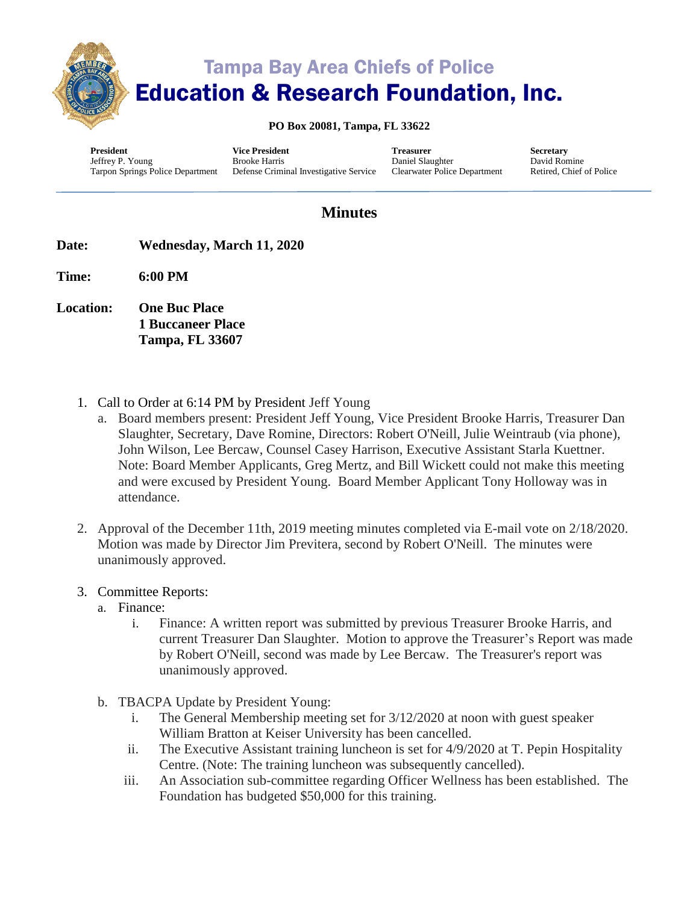# Tampa Bay Area Chiefs of Police
# Education & Research Foundation, Inc.

**PO Box 20081, Tampa, FL 33622**

| **President** | **Vice President** | **Treasurer** | **Secretary** |
|---|---|---|---|
| Jeffrey P. Young | Brooke Harris | Daniel Slaughter | David Romine |
| Tarpon Springs Police Department | Defense Criminal Investigative Service | Clearwater Police Department | Retired, Chief of Police |

## Minutes

**Date:** **Wednesday, March 11, 2020**

**Time:** **6:00 PM**

**Location:** **One Buc Place**
**1 Buccaneer Place**
**Tampa, FL 33607**

1. Call to Order at 6:14 PM by President Jeff Young
   a. Board members present: President Jeff Young, Vice President Brooke Harris, Treasurer Dan Slaughter, Secretary, Dave Romine, Directors: Robert O'Neill, Julie Weintraub (via phone), John Wilson, Lee Bercaw, Counsel Casey Harrison, Executive Assistant Starla Kuettner. Note: Board Member Applicants, Greg Mertz, and Bill Wickett could not make this meeting and were excused by President Young. Board Member Applicant Tony Holloway was in attendance.

2. Approval of the December 11th, 2019 meeting minutes completed via E-mail vote on 2/18/2020. Motion was made by Director Jim Previtera, second by Robert O'Neill. The minutes were unanimously approved.

3. Committee Reports:
   a. Finance:
      i. Finance: A written report was submitted by previous Treasurer Brooke Harris, and current Treasurer Dan Slaughter. Motion to approve the Treasurer's Report was made by Robert O'Neill, second was made by Lee Bercaw. The Treasurer's report was unanimously approved.

   b. TBACPA Update by President Young:
      i. The General Membership meeting set for 3/12/2020 at noon with guest speaker William Bratton at Keiser University has been cancelled.
      ii. The Executive Assistant training luncheon is set for 4/9/2020 at T. Pepin Hospitality Centre. (Note: The training luncheon was subsequently cancelled).
      iii. An Association sub-committee regarding Officer Wellness has been established. The Foundation has budgeted $50,000 for this training.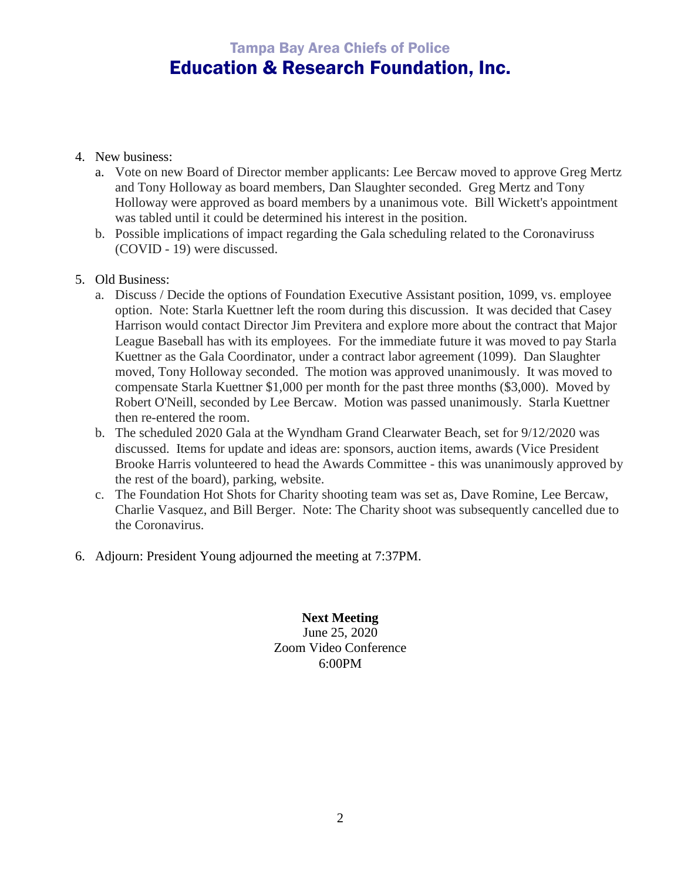# Tampa Bay Area Chiefs of Police
# Education & Research Foundation, Inc.

4. New business:
    a. Vote on new Board of Director member applicants: Lee Bercaw moved to approve Greg Mertz and Tony Holloway as board members, Dan Slaughter seconded. Greg Mertz and Tony Holloway were approved as board members by a unanimous vote. Bill Wickett's appointment was tabled until it could be determined his interest in the position.
    b. Possible implications of impact regarding the Gala scheduling related to the Coronaviruss (COVID - 19) were discussed.

5. Old Business:
    a. Discuss / Decide the options of Foundation Executive Assistant position, 1099, vs. employee option. Note: Starla Kuettner left the room during this discussion. It was decided that Casey Harrison would contact Director Jim Previtera and explore more about the contract that Major League Baseball has with its employees. For the immediate future it was moved to pay Starla Kuettner as the Gala Coordinator, under a contract labor agreement (1099). Dan Slaughter moved, Tony Holloway seconded. The motion was approved unanimously. It was moved to compensate Starla Kuettner $1,000 per month for the past three months ($3,000). Moved by Robert O'Neill, seconded by Lee Bercaw. Motion was passed unanimously. Starla Kuettner then re-entered the room.
    b. The scheduled 2020 Gala at the Wyndham Grand Clearwater Beach, set for 9/12/2020 was discussed. Items for update and ideas are: sponsors, auction items, awards (Vice President Brooke Harris volunteered to head the Awards Committee - this was unanimously approved by the rest of the board), parking, website.
    c. The Foundation Hot Shots for Charity shooting team was set as, Dave Romine, Lee Bercaw, Charlie Vasquez, and Bill Berger. Note: The Charity shoot was subsequently cancelled due to the Coronavirus.

6. Adjourn: President Young adjourned the meeting at 7:37PM.

**Next Meeting**
June 25, 2020
Zoom Video Conference
6:00PM